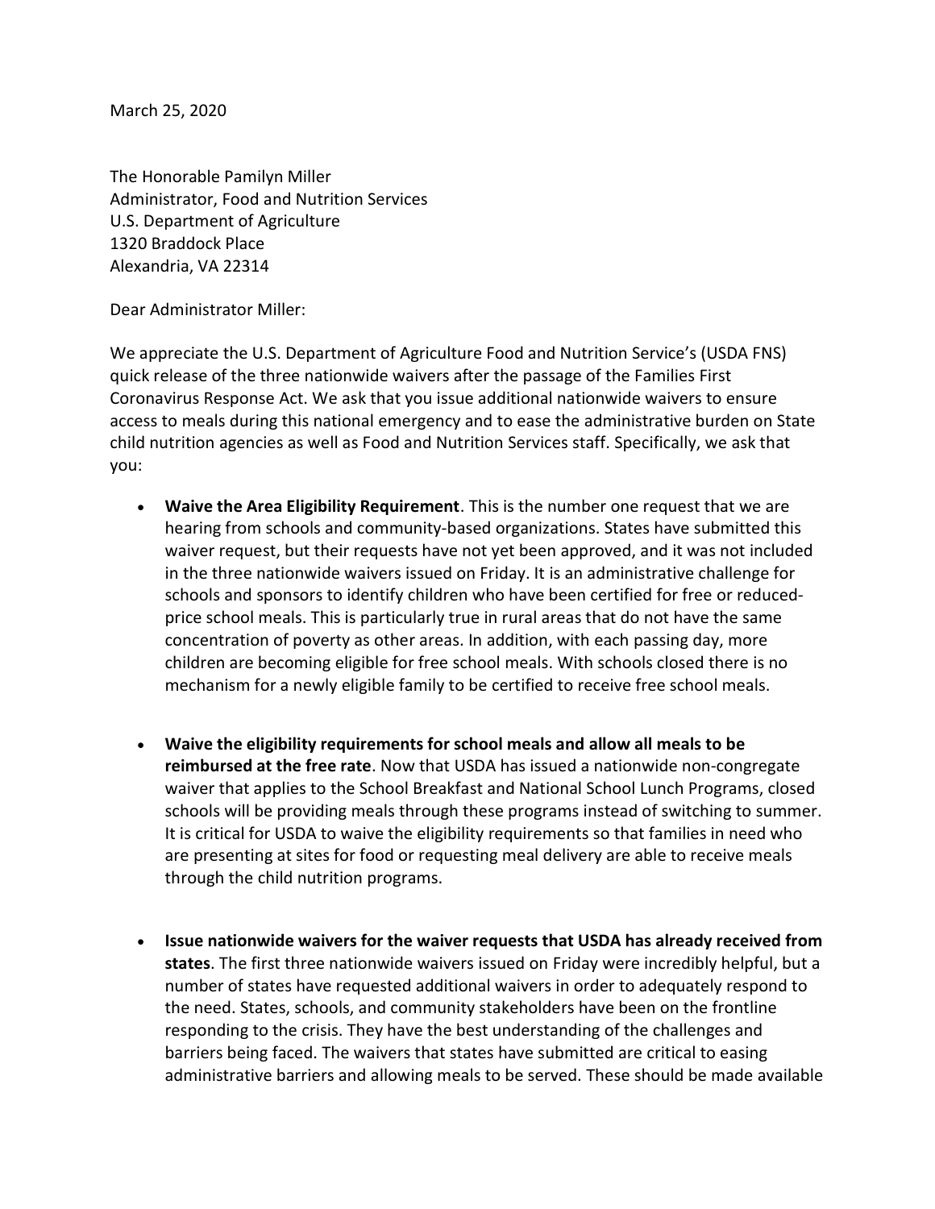March 25, 2020

The Honorable Pamilyn Miller
Administrator, Food and Nutrition Services
U.S. Department of Agriculture
1320 Braddock Place
Alexandria, VA 22314

Dear Administrator Miller:

We appreciate the U.S. Department of Agriculture Food and Nutrition Service's (USDA FNS) quick release of the three nationwide waivers after the passage of the Families First Coronavirus Response Act. We ask that you issue additional nationwide waivers to ensure access to meals during this national emergency and to ease the administrative burden on State child nutrition agencies as well as Food and Nutrition Services staff. Specifically, we ask that you:

- **Waive the Area Eligibility Requirement**. This is the number one request that we are hearing from schools and community-based organizations. States have submitted this waiver request, but their requests have not yet been approved, and it was not included in the three nationwide waivers issued on Friday. It is an administrative challenge for schools and sponsors to identify children who have been certified for free or reduced-price school meals. This is particularly true in rural areas that do not have the same concentration of poverty as other areas. In addition, with each passing day, more children are becoming eligible for free school meals. With schools closed there is no mechanism for a newly eligible family to be certified to receive free school meals.

- **Waive the eligibility requirements for school meals and allow all meals to be reimbursed at the free rate**. Now that USDA has issued a nationwide non-congregate waiver that applies to the School Breakfast and National School Lunch Programs, closed schools will be providing meals through these programs instead of switching to summer. It is critical for USDA to waive the eligibility requirements so that families in need who are presenting at sites for food or requesting meal delivery are able to receive meals through the child nutrition programs.

- **Issue nationwide waivers for the waiver requests that USDA has already received from states**. The first three nationwide waivers issued on Friday were incredibly helpful, but a number of states have requested additional waivers in order to adequately respond to the need. States, schools, and community stakeholders have been on the frontline responding to the crisis. They have the best understanding of the challenges and barriers being faced. The waivers that states have submitted are critical to easing administrative barriers and allowing meals to be served. These should be made available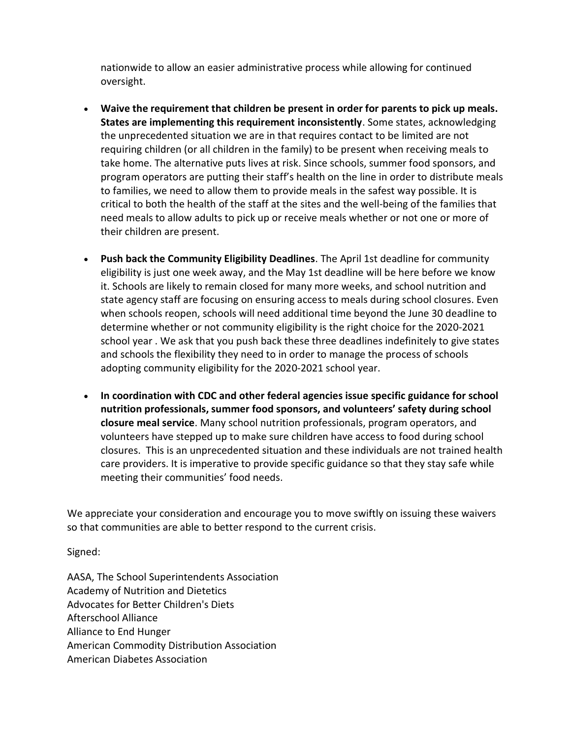nationwide to allow an easier administrative process while allowing for continued oversight.

- **Waive the requirement that children be present in order for parents to pick up meals. States are implementing this requirement inconsistently**. Some states, acknowledging the unprecedented situation we are in that requires contact to be limited are not requiring children (or all children in the family) to be present when receiving meals to take home. The alternative puts lives at risk. Since schools, summer food sponsors, and program operators are putting their staff's health on the line in order to distribute meals to families, we need to allow them to provide meals in the safest way possible. It is critical to both the health of the staff at the sites and the well-being of the families that need meals to allow adults to pick up or receive meals whether or not one or more of their children are present.

- **Push back the Community Eligibility Deadlines**. The April 1st deadline for community eligibility is just one week away, and the May 1st deadline will be here before we know it. Schools are likely to remain closed for many more weeks, and school nutrition and state agency staff are focusing on ensuring access to meals during school closures. Even when schools reopen, schools will need additional time beyond the June 30 deadline to determine whether or not community eligibility is the right choice for the 2020-2021 school year . We ask that you push back these three deadlines indefinitely to give states and schools the flexibility they need to in order to manage the process of schools adopting community eligibility for the 2020-2021 school year.

- **In coordination with CDC and other federal agencies issue specific guidance for school nutrition professionals, summer food sponsors, and volunteers' safety during school closure meal service**. Many school nutrition professionals, program operators, and volunteers have stepped up to make sure children have access to food during school closures. This is an unprecedented situation and these individuals are not trained health care providers. It is imperative to provide specific guidance so that they stay safe while meeting their communities' food needs.

We appreciate your consideration and encourage you to move swiftly on issuing these waivers so that communities are able to better respond to the current crisis.

Signed:

AASA, The School Superintendents Association
Academy of Nutrition and Dietetics
Advocates for Better Children's Diets
Afterschool Alliance
Alliance to End Hunger
American Commodity Distribution Association
American Diabetes Association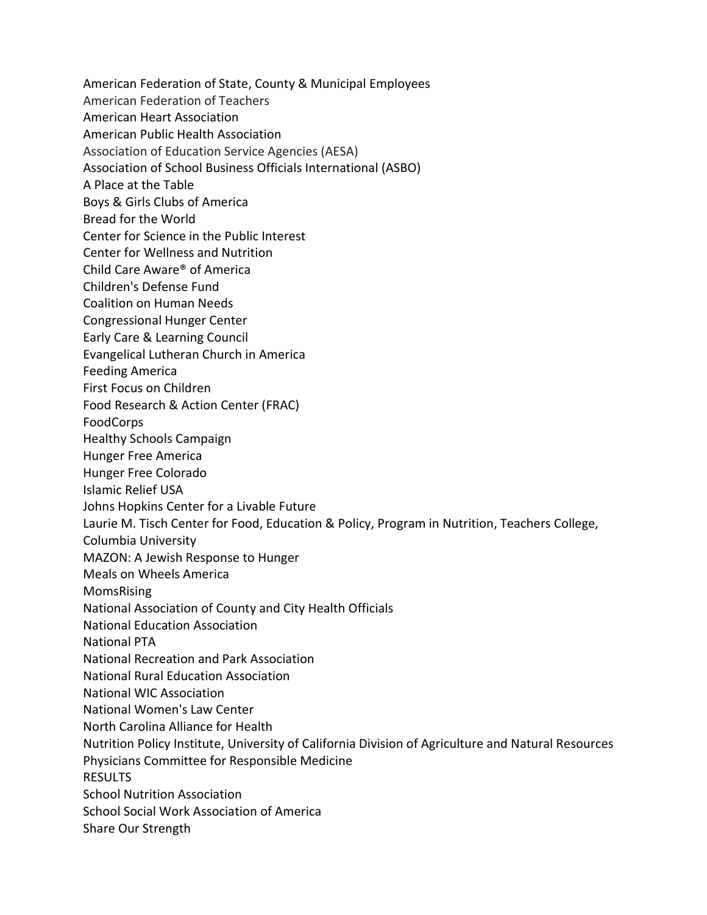American Federation of State, County & Municipal Employees
American Federation of Teachers
American Heart Association
American Public Health Association
Association of Education Service Agencies (AESA)
Association of School Business Officials International (ASBO)
A Place at the Table
Boys & Girls Clubs of America
Bread for the World
Center for Science in the Public Interest
Center for Wellness and Nutrition
Child Care Aware® of America
Children's Defense Fund
Coalition on Human Needs
Congressional Hunger Center
Early Care & Learning Council
Evangelical Lutheran Church in America
Feeding America
First Focus on Children
Food Research & Action Center (FRAC)
FoodCorps
Healthy Schools Campaign
Hunger Free America
Hunger Free Colorado
Islamic Relief USA
Johns Hopkins Center for a Livable Future
Laurie M. Tisch Center for Food, Education & Policy, Program in Nutrition, Teachers College, Columbia University
MAZON: A Jewish Response to Hunger
Meals on Wheels America
MomsRising
National Association of County and City Health Officials
National Education Association
National PTA
National Recreation and Park Association
National Rural Education Association
National WIC Association
National Women's Law Center
North Carolina Alliance for Health
Nutrition Policy Institute, University of California Division of Agriculture and Natural Resources
Physicians Committee for Responsible Medicine
RESULTS
School Nutrition Association
School Social Work Association of America
Share Our Strength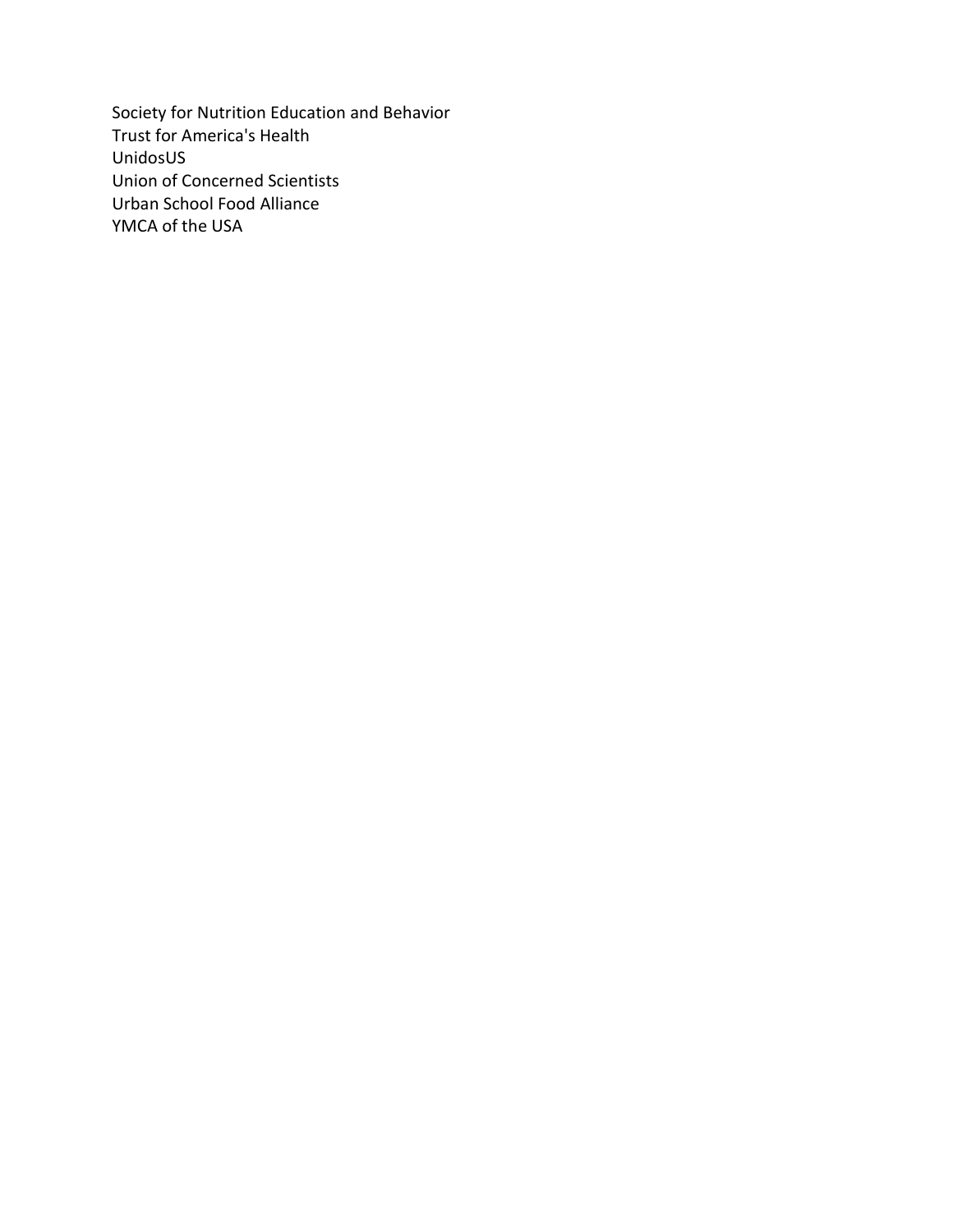Society for Nutrition Education and Behavior
Trust for America's Health
UnidosUS
Union of Concerned Scientists
Urban School Food Alliance
YMCA of the USA